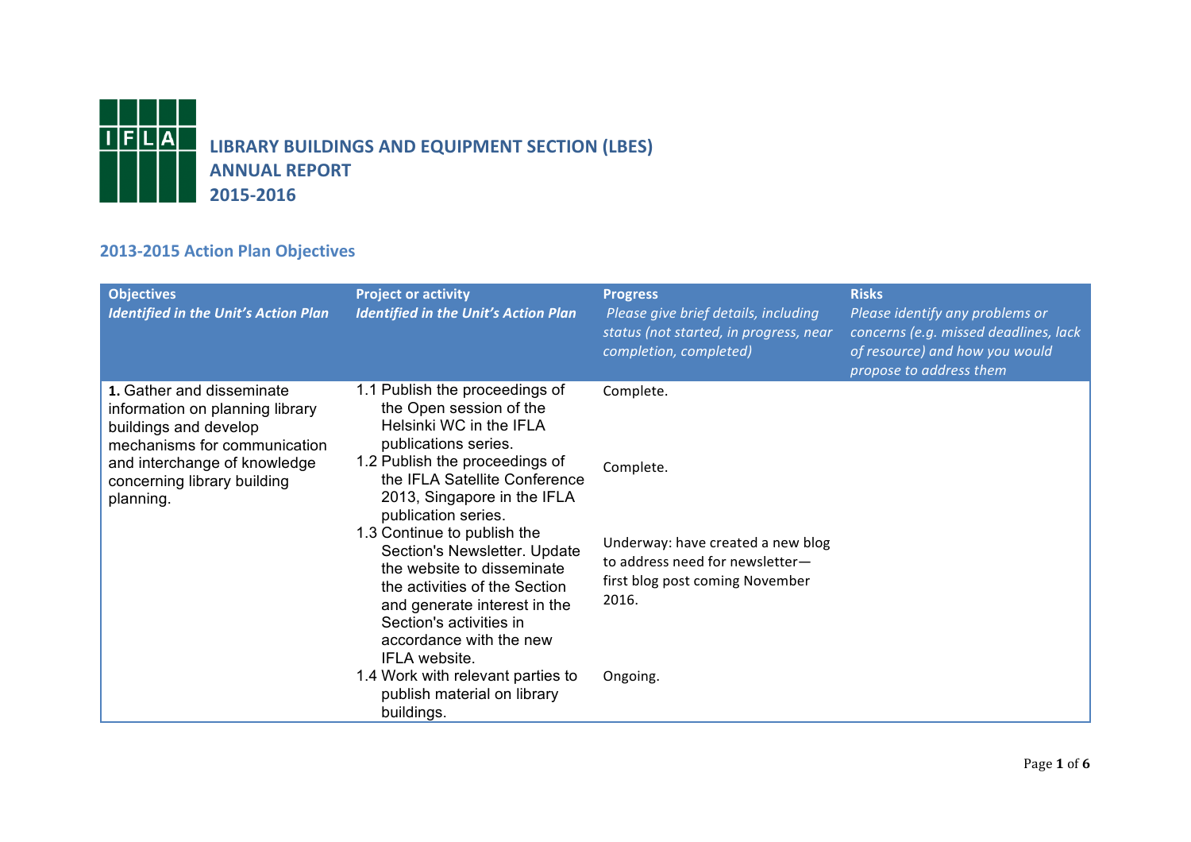# LIBRARY BUILDINGS AND EQUIPMENT SECTION (LBES) ANNUAL REPORT 2015-2016

## 2013-2015 Action Plan Objectives

| **Objectives** *Identified in the Unit's Action Plan* | **Project or activity** *Identified in the Unit's Action Plan* | **Progress** *Please give brief details, including status (not started, in progress, near completion, completed)* | **Risks** *Please identify any problems or concerns (e.g. missed deadlines, lack of resource) and how you would propose to address them* |
|---|---|---|---|
| **1.** Gather and disseminate information on planning library buildings and develop mechanisms for communication and interchange of knowledge concerning library building planning. | 1.1 Publish the proceedings of the Open session of the Helsinki WC in the IFLA publications series. | Complete. | |
| | 1.2 Publish the proceedings of the IFLA Satellite Conference 2013, Singapore in the IFLA publication series. | Complete. | |
| | 1.3 Continue to publish the Section's Newsletter. Update the website to disseminate the activities of the Section and generate interest in the Section's activities in accordance with the new IFLA website. | Underway: have created a new blog to address need for newsletter—first blog post coming November 2016. | |
| | 1.4 Work with relevant parties to publish material on library buildings. | Ongoing. | |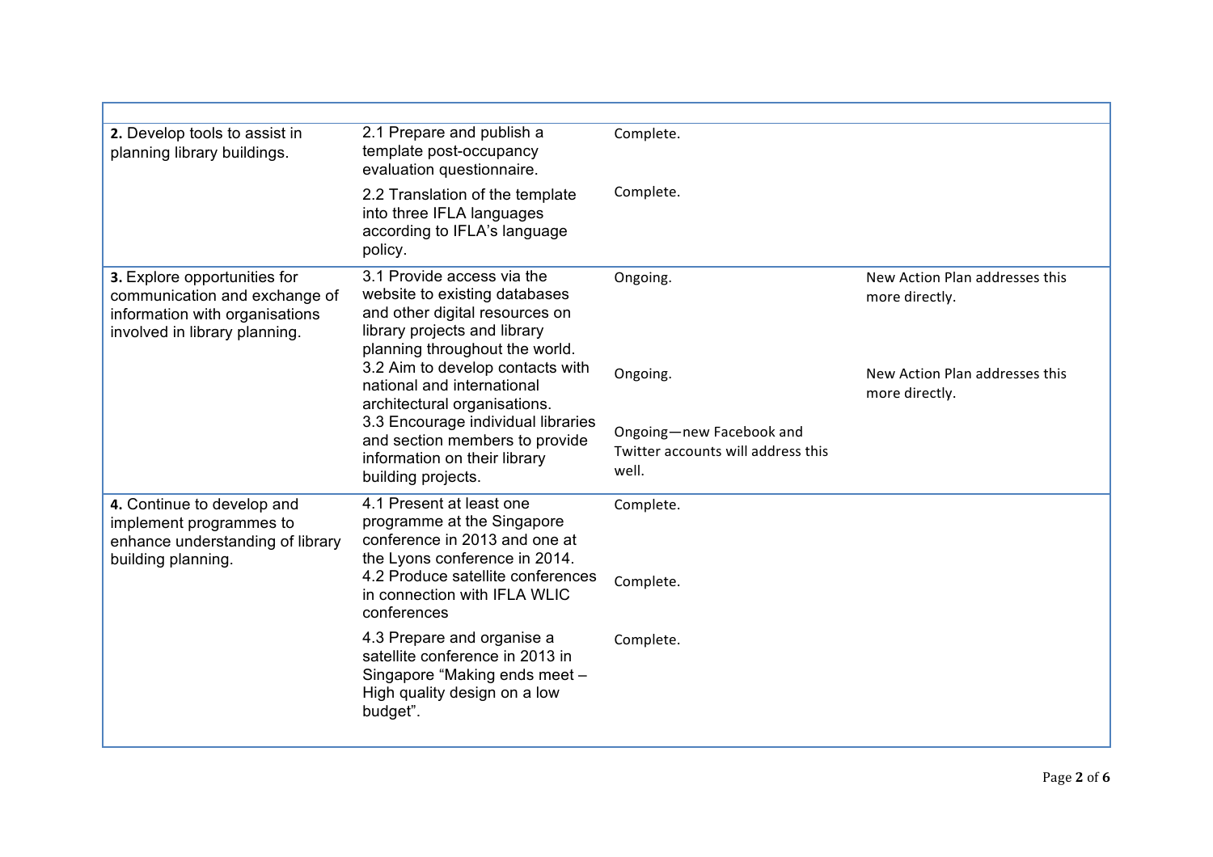| | | | |
|---|---|---|---|
| **2.** Develop tools to assist in planning library buildings. | 2.1 Prepare and publish a template post-occupancy evaluation questionnaire. | Complete. | |
| | 2.2 Translation of the template into three IFLA languages according to IFLA's language policy. | Complete. | |
| **3.** Explore opportunities for communication and exchange of information with organisations involved in library planning. | 3.1 Provide access via the website to existing databases and other digital resources on library projects and library planning throughout the world. | Ongoing. | New Action Plan addresses this more directly. |
| | 3.2 Aim to develop contacts with national and international architectural organisations. | Ongoing. | New Action Plan addresses this more directly. |
| | 3.3 Encourage individual libraries and section members to provide information on their library building projects. | Ongoing—new Facebook and Twitter accounts will address this well. | |
| **4.** Continue to develop and implement programmes to enhance understanding of library building planning. | 4.1 Present at least one programme at the Singapore conference in 2013 and one at the Lyons conference in 2014. | Complete. | |
| | 4.2 Produce satellite conferences in connection with IFLA WLIC conferences | Complete. | |
| | 4.3 Prepare and organise a satellite conference in 2013 in Singapore "Making ends meet – High quality design on a low budget". | Complete. | |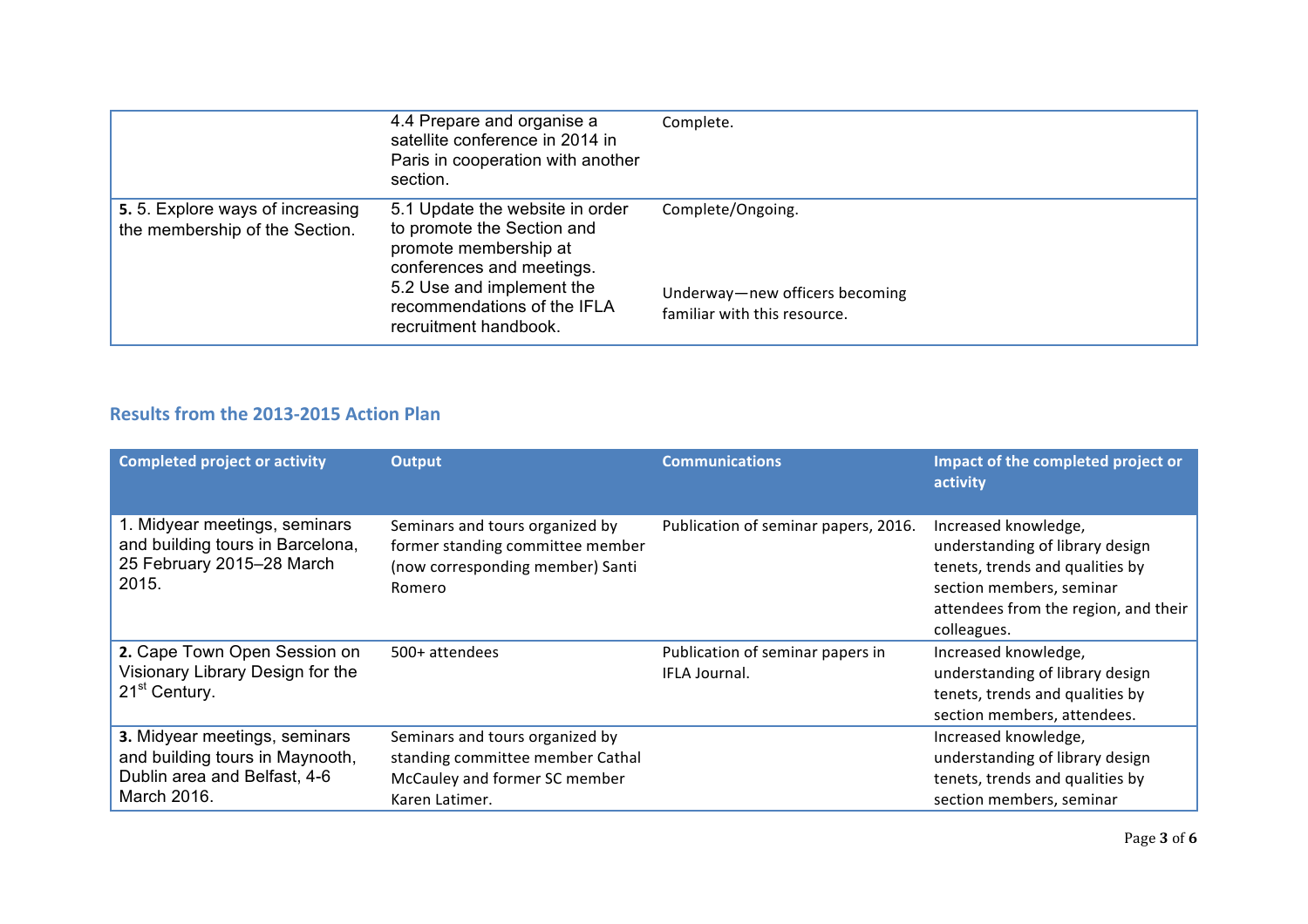| | | | |
|---|---|---|---|
| | 4.4 Prepare and organise a satellite conference in 2014 in Paris in cooperation with another section. | Complete. | |
| **5.** 5. Explore ways of increasing the membership of the Section. | 5.1 Update the website in order to promote the Section and promote membership at conferences and meetings.<br>5.2 Use and implement the recommendations of the IFLA recruitment handbook. | Complete/Ongoing.<br><br>Underway—new officers becoming familiar with this resource. | |

## Results from the 2013-2015 Action Plan

| Completed project or activity | Output | Communications | Impact of the completed project or activity |
|---|---|---|---|
| 1. Midyear meetings, seminars and building tours in Barcelona, 25 February 2015–28 March 2015. | Seminars and tours organized by former standing committee member (now corresponding member) Santi Romero | Publication of seminar papers, 2016. | Increased knowledge, understanding of library design tenets, trends and qualities by section members, seminar attendees from the region, and their colleagues. |
| **2.** Cape Town Open Session on Visionary Library Design for the 21st Century. | 500+ attendees | Publication of seminar papers in IFLA Journal. | Increased knowledge, understanding of library design tenets, trends and qualities by section members, attendees. |
| **3.** Midyear meetings, seminars and building tours in Maynooth, Dublin area and Belfast, 4-6 March 2016. | Seminars and tours organized by standing committee member Cathal McCauley and former SC member Karen Latimer. | | Increased knowledge, understanding of library design tenets, trends and qualities by section members, seminar |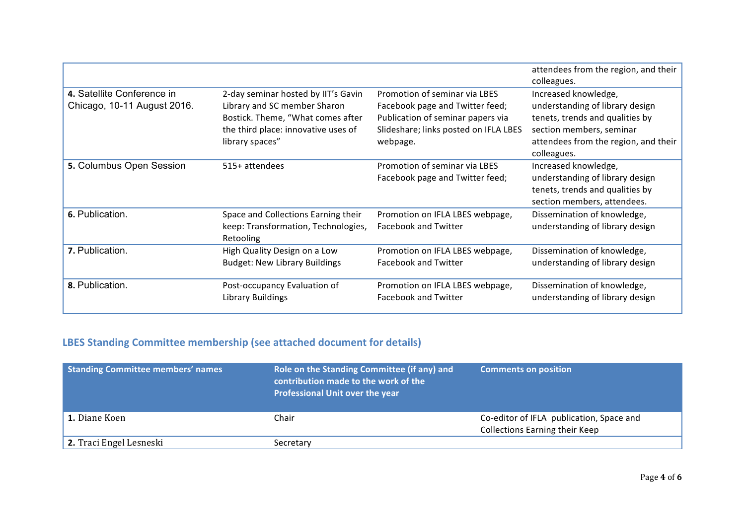| | | | |
|---|---|---|---|
| | | | attendees from the region, and their colleagues. |
| **4.** Satellite Conference in Chicago, 10-11 August 2016. | 2-day seminar hosted by IIT's Gavin Library and SC member Sharon Bostick. Theme, "What comes after the third place: innovative uses of library spaces" | Promotion of seminar via LBES Facebook page and Twitter feed; Publication of seminar papers via Slideshare; links posted on IFLA LBES webpage. | Increased knowledge, understanding of library design tenets, trends and qualities by section members, seminar attendees from the region, and their colleagues. |
| **5.** Columbus Open Session | 515+ attendees | Promotion of seminar via LBES Facebook page and Twitter feed; | Increased knowledge, understanding of library design tenets, trends and qualities by section members, attendees. |
| **6.** Publication. | Space and Collections Earning their keep: Transformation, Technologies, Retooling | Promotion on IFLA LBES webpage, Facebook and Twitter | Dissemination of knowledge, understanding of library design |
| **7.** Publication. | High Quality Design on a Low Budget: New Library Buildings | Promotion on IFLA LBES webpage, Facebook and Twitter | Dissemination of knowledge, understanding of library design |
| **8.** Publication. | Post-occupancy Evaluation of Library Buildings | Promotion on IFLA LBES webpage, Facebook and Twitter | Dissemination of knowledge, understanding of library design |

## LBES Standing Committee membership (see attached document for details)

| Standing Committee members' names | Role on the Standing Committee (if any) and contribution made to the work of the Professional Unit over the year | Comments on position |
|---|---|---|
| **1.** Diane Koen | Chair | Co-editor of IFLA publication, Space and Collections Earning their Keep |
| **2.** Traci Engel Lesneski | Secretary | |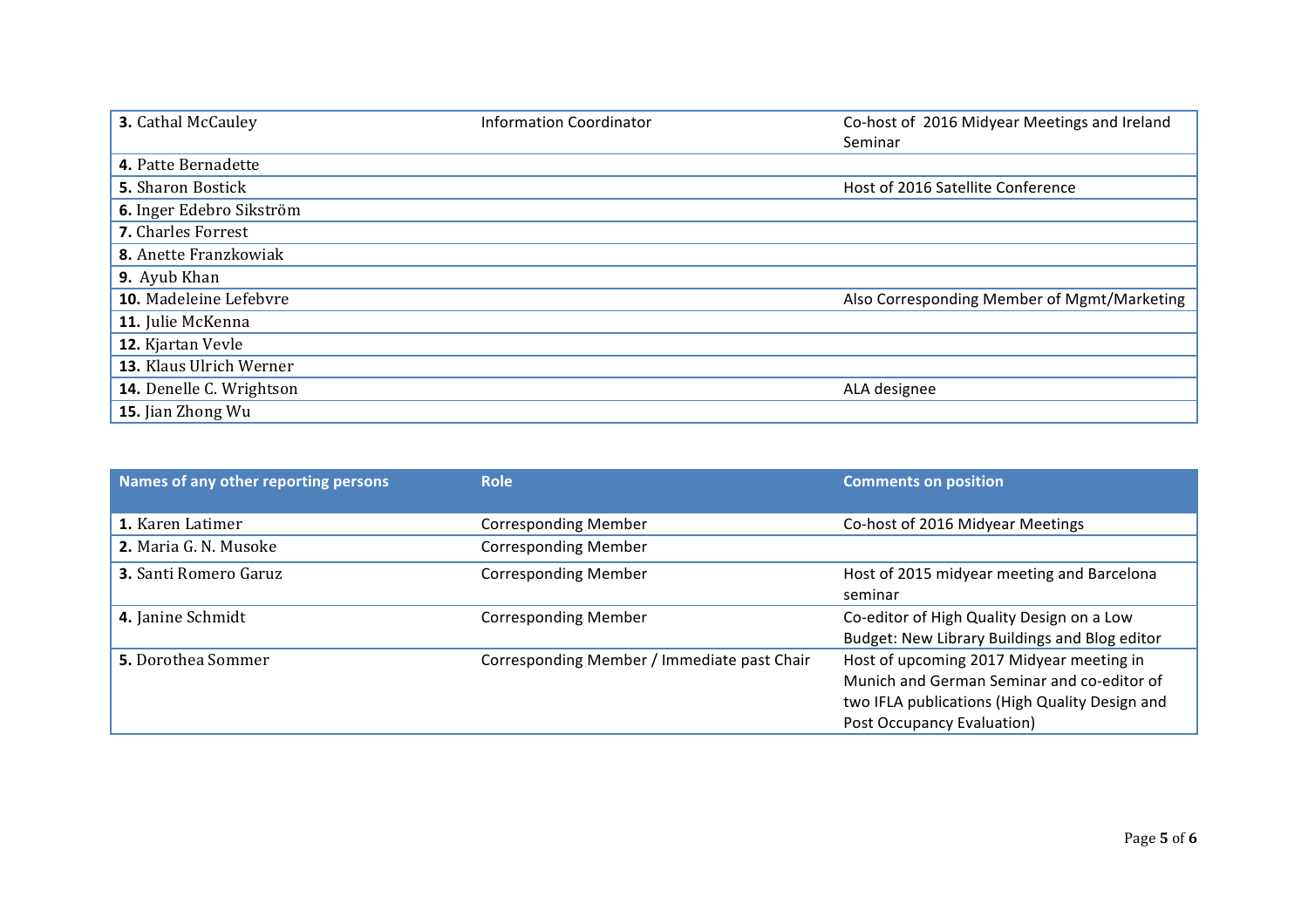| | | |
|---|---|---|
| **3.** Cathal McCauley | Information Coordinator | Co-host of 2016 Midyear Meetings and Ireland Seminar |
| **4.** Patte Bernadette | | |
| **5.** Sharon Bostick | | Host of 2016 Satellite Conference |
| **6.** Inger Edebro Sikström | | |
| **7.** Charles Forrest | | |
| **8.** Anette Franzkowiak | | |
| **9.** Ayub Khan | | |
| **10.** Madeleine Lefebvre | | Also Corresponding Member of Mgmt/Marketing |
| **11.** Julie McKenna | | |
| **12.** Kjartan Vevle | | |
| **13.** Klaus Ulrich Werner | | |
| **14.** Denelle C. Wrightson | | ALA designee |
| **15.** Jian Zhong Wu | | |

| Names of any other reporting persons | Role | Comments on position |
|---|---|---|
| **1.** Karen Latimer | Corresponding Member | Co-host of 2016 Midyear Meetings |
| **2.** Maria G. N. Musoke | Corresponding Member | |
| **3.** Santi Romero Garuz | Corresponding Member | Host of 2015 midyear meeting and Barcelona seminar |
| **4.** Janine Schmidt | Corresponding Member | Co-editor of High Quality Design on a Low Budget: New Library Buildings and Blog editor |
| **5.** Dorothea Sommer | Corresponding Member / Immediate past Chair | Host of upcoming 2017 Midyear meeting in Munich and German Seminar and co-editor of two IFLA publications (High Quality Design and Post Occupancy Evaluation) |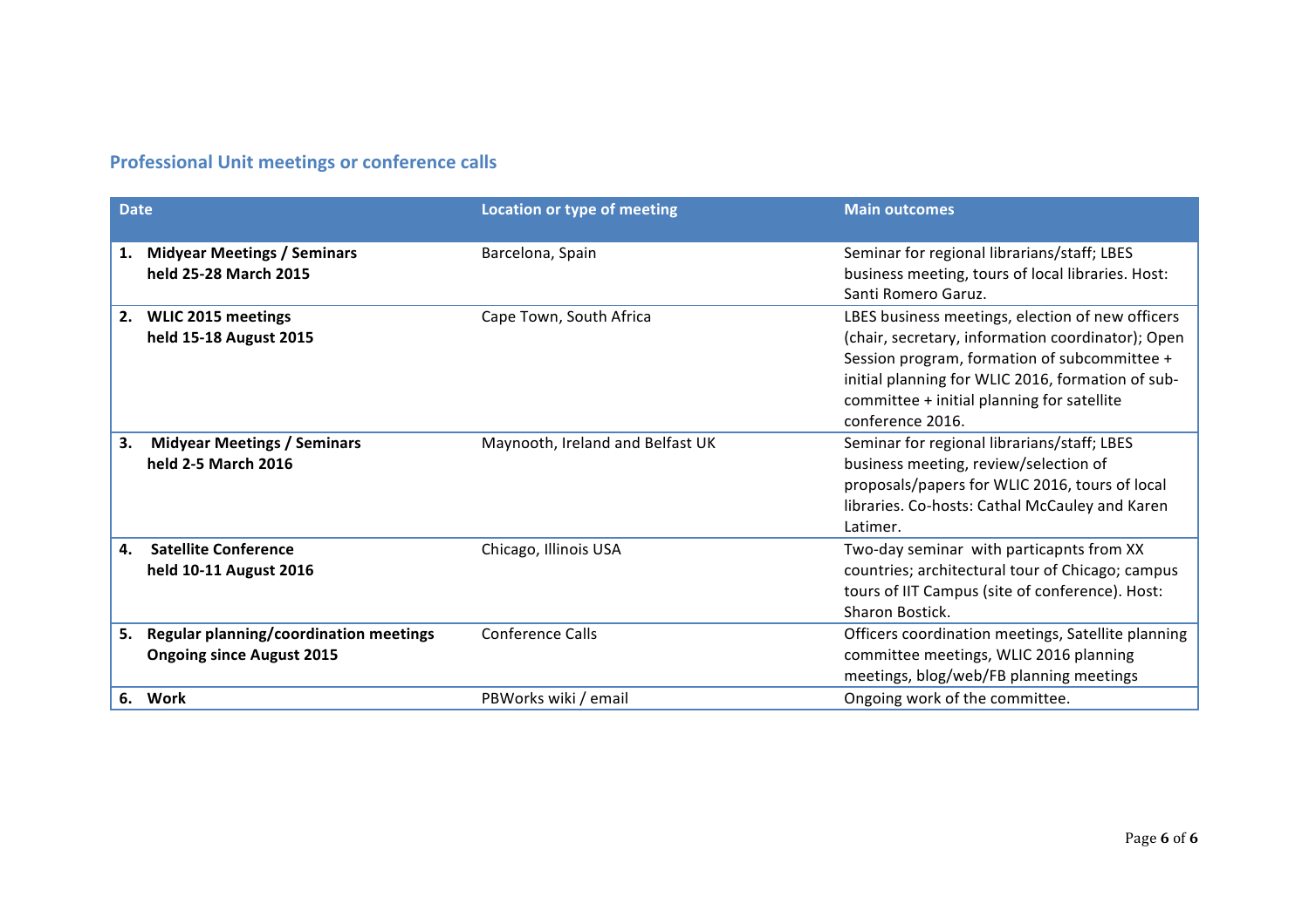## Professional Unit meetings or conference calls

| Date | Location or type of meeting | Main outcomes |
|---|---|---|
| 1. **Midyear Meetings / Seminars held 25-28 March 2015** | Barcelona, Spain | Seminar for regional librarians/staff; LBES business meeting, tours of local libraries. Host: Santi Romero Garuz. |
| 2. **WLIC 2015 meetings held 15-18 August 2015** | Cape Town, South Africa | LBES business meetings, election of new officers (chair, secretary, information coordinator); Open Session program, formation of subcommittee + initial planning for WLIC 2016, formation of sub-committee + initial planning for satellite conference 2016. |
| 3. **Midyear Meetings / Seminars held 2-5 March 2016** | Maynooth, Ireland and Belfast UK | Seminar for regional librarians/staff; LBES business meeting, review/selection of proposals/papers for WLIC 2016, tours of local libraries. Co-hosts: Cathal McCauley and Karen Latimer. |
| 4. **Satellite Conference held 10-11 August 2016** | Chicago, Illinois USA | Two-day seminar with particapnts from XX countries; architectural tour of Chicago; campus tours of IIT Campus (site of conference). Host: Sharon Bostick. |
| 5. **Regular planning/coordination meetings Ongoing since August 2015** | Conference Calls | Officers coordination meetings, Satellite planning committee meetings, WLIC 2016 planning meetings, blog/web/FB planning meetings |
| 6. **Work** | PBWorks wiki / email | Ongoing work of the committee. |